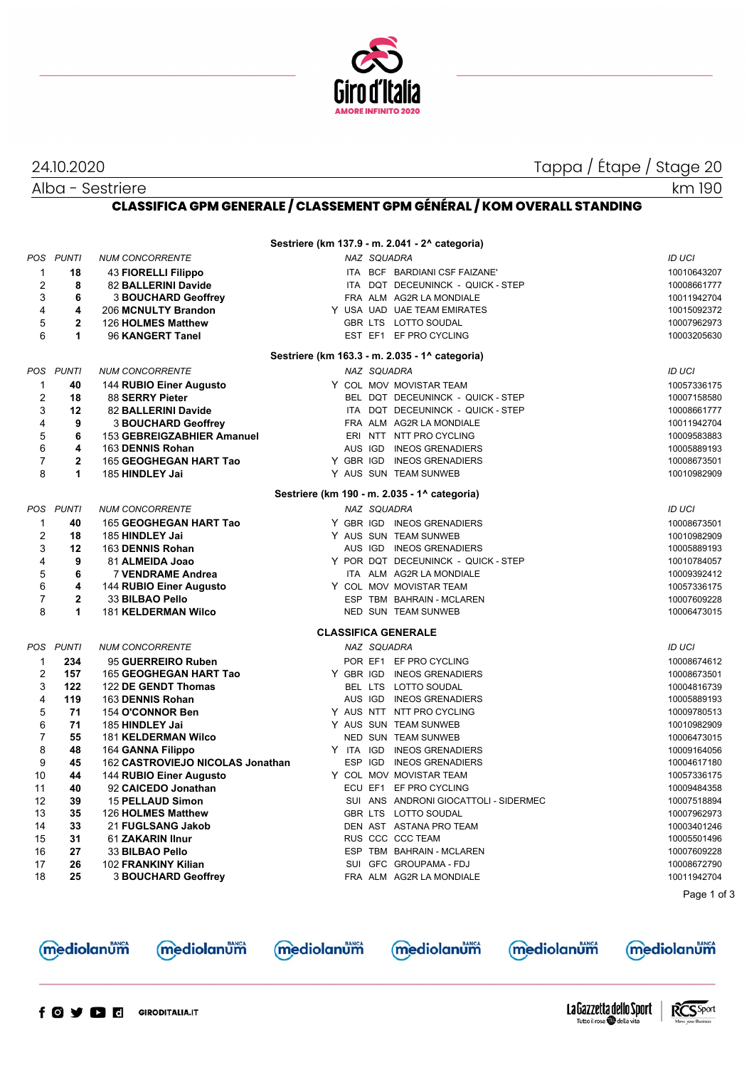24.10.2020

Tappa / Étape / Stage 20

Alba - Sestriere

km 190

## CLASSIFICA GPM GENERALE / CLASSEMENT GPM GÉNÉRAL / KOM OVERALL STANDING

### Sestriere (km 137.9 - m. 2.041 - 2^ categoria)

| POS | PUNTI | NUM CONCORRENTE | | NAZ | SQUADRA | | ID UCI |
|---|---|---|---|---|---|---|---|
| 1 | **18** | 43 **FIORELLI Filippo** | | ITA | BCF | BARDIANI CSF FAIZANE' | 10010643207 |
| 2 | **8** | 82 **BALLERINI Davide** | | ITA | DQT | DECEUNINCK - QUICK - STEP | 10008661777 |
| 3 | **6** | 3 **BOUCHARD Geoffrey** | | FRA | ALM | AG2R LA MONDIALE | 10011942704 |
| 4 | **4** | 206 **MCNULTY Brandon** | Y | USA | UAD | UAE TEAM EMIRATES | 10015092372 |
| 5 | **2** | 126 **HOLMES Matthew** | | GBR | LTS | LOTTO SOUDAL | 10007962973 |
| 6 | **1** | 96 **KANGERT Tanel** | | EST | EF1 | EF PRO CYCLING | 10003205630 |

### Sestriere (km 163.3 - m. 2.035 - 1^ categoria)

| POS | PUNTI | NUM CONCORRENTE | | NAZ | SQUADRA | | ID UCI |
|---|---|---|---|---|---|---|---|
| 1 | **40** | 144 **RUBIO Einer Augusto** | Y | COL | MOV | MOVISTAR TEAM | 10057336175 |
| 2 | **18** | 88 **SERRY Pieter** | | BEL | DQT | DECEUNINCK - QUICK - STEP | 10007158580 |
| 3 | **12** | 82 **BALLERINI Davide** | | ITA | DQT | DECEUNINCK - QUICK - STEP | 10008661777 |
| 4 | **9** | 3 **BOUCHARD Geoffrey** | | FRA | ALM | AG2R LA MONDIALE | 10011942704 |
| 5 | **6** | 153 **GEBREIGZABHIER Amanuel** | | ERI | NTT | NTT PRO CYCLING | 10009583883 |
| 6 | **4** | 163 **DENNIS Rohan** | | AUS | IGD | INEOS GRENADIERS | 10005889193 |
| 7 | **2** | 165 **GEOGHEGAN HART Tao** | Y | GBR | IGD | INEOS GRENADIERS | 10008673501 |
| 8 | **1** | 185 **HINDLEY Jai** | Y | AUS | SUN | TEAM SUNWEB | 10010982909 |

### Sestriere (km 190 - m. 2.035 - 1^ categoria)

| POS | PUNTI | NUM CONCORRENTE | | NAZ | SQUADRA | | ID UCI |
|---|---|---|---|---|---|---|---|
| 1 | **40** | 165 **GEOGHEGAN HART Tao** | Y | GBR | IGD | INEOS GRENADIERS | 10008673501 |
| 2 | **18** | 185 **HINDLEY Jai** | Y | AUS | SUN | TEAM SUNWEB | 10010982909 |
| 3 | **12** | 163 **DENNIS Rohan** | | AUS | IGD | INEOS GRENADIERS | 10005889193 |
| 4 | **9** | 81 **ALMEIDA Joao** | Y | POR | DQT | DECEUNINCK - QUICK - STEP | 10010784057 |
| 5 | **6** | 7 **VENDRAME Andrea** | | ITA | ALM | AG2R LA MONDIALE | 10009392412 |
| 6 | **4** | 144 **RUBIO Einer Augusto** | Y | COL | MOV | MOVISTAR TEAM | 10057336175 |
| 7 | **2** | 33 **BILBAO Pello** | | ESP | TBM | BAHRAIN - MCLAREN | 10007609228 |
| 8 | **1** | 181 **KELDERMAN Wilco** | | NED | SUN | TEAM SUNWEB | 10006473015 |

### CLASSIFICA GENERALE

| POS | PUNTI | NUM CONCORRENTE | | NAZ | SQUADRA | | ID UCI |
|---|---|---|---|---|---|---|---|
| 1 | **234** | 95 **GUERREIRO Ruben** | | POR | EF1 | EF PRO CYCLING | 10008674612 |
| 2 | **157** | 165 **GEOGHEGAN HART Tao** | Y | GBR | IGD | INEOS GRENADIERS | 10008673501 |
| 3 | **122** | 122 **DE GENDT Thomas** | | BEL | LTS | LOTTO SOUDAL | 10004816739 |
| 4 | **119** | 163 **DENNIS Rohan** | | AUS | IGD | INEOS GRENADIERS | 10005889193 |
| 5 | **71** | 154 **O'CONNOR Ben** | Y | AUS | NTT | NTT PRO CYCLING | 10009780513 |
| 6 | **71** | 185 **HINDLEY Jai** | Y | AUS | SUN | TEAM SUNWEB | 10010982909 |
| 7 | **55** | 181 **KELDERMAN Wilco** | | NED | SUN | TEAM SUNWEB | 10006473015 |
| 8 | **48** | 164 **GANNA Filippo** | Y | ITA | IGD | INEOS GRENADIERS | 10009164056 |
| 9 | **45** | 162 **CASTROVIEJO NICOLAS Jonathan** | | ESP | IGD | INEOS GRENADIERS | 10004617180 |
| 10 | **44** | 144 **RUBIO Einer Augusto** | Y | COL | MOV | MOVISTAR TEAM | 10057336175 |
| 11 | **40** | 92 **CAICEDO Jonathan** | | ECU | EF1 | EF PRO CYCLING | 10009484358 |
| 12 | **39** | 15 **PELLAUD Simon** | | SUI | ANS | ANDRONI GIOCATTOLI - SIDERMEC | 10007518894 |
| 13 | **35** | 126 **HOLMES Matthew** | | GBR | LTS | LOTTO SOUDAL | 10007962973 |
| 14 | **33** | 21 **FUGLSANG Jakob** | | DEN | AST | ASTANA PRO TEAM | 10003401246 |
| 15 | **31** | 61 **ZAKARIN Ilnur** | | RUS | CCC | CCC TEAM | 10005501496 |
| 16 | **27** | 33 **BILBAO Pello** | | ESP | TBM | BAHRAIN - MCLAREN | 10007609228 |
| 17 | **26** | 102 **FRANKINY Kilian** | | SUI | GFC | GROUPAMA - FDJ | 10008672790 |
| 18 | **25** | 3 **BOUCHARD Geoffrey** | | FRA | ALM | AG2R LA MONDIALE | 10011942704 |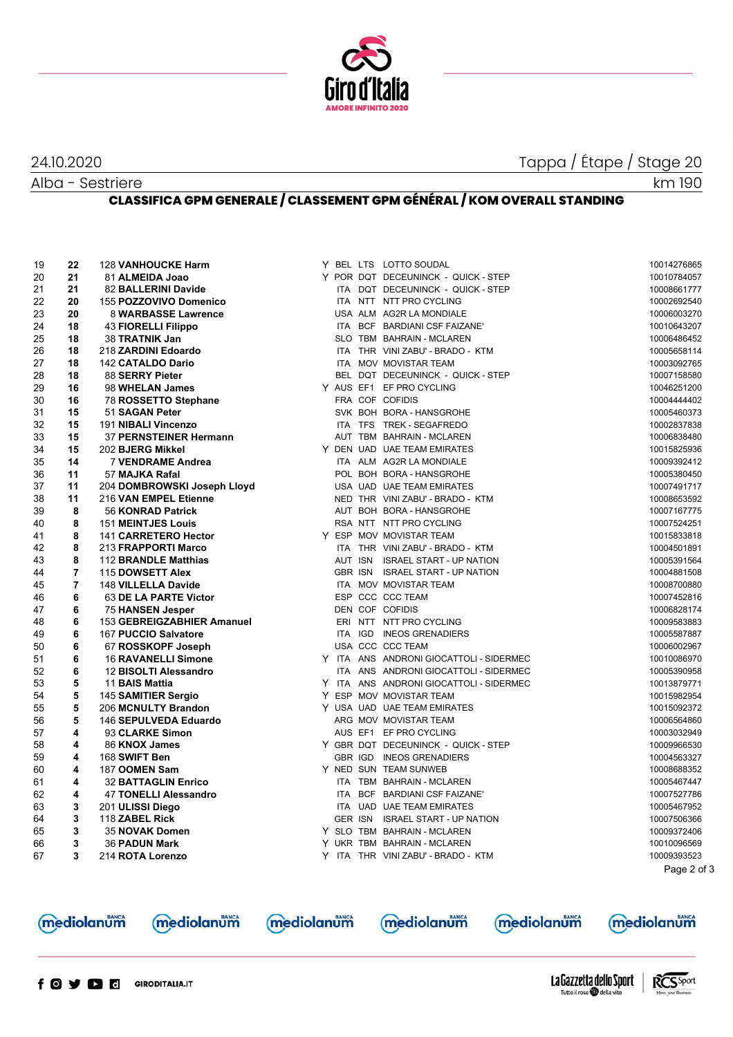24.10.2020 Tappa / Étape / Stage 20

Alba - Sestriere km 190

### CLASSIFICA GPM GENERALE / CLASSEMENT GPM GÉNÉRAL / KOM OVERALL STANDING

| | | | | | | | |
|---|---|---|---|---|---|---|---|
| 19 | **22** | 128 **VANHOUCKE Harm** | Y | BEL | LTS | LOTTO SOUDAL | 10014276865 |
| 20 | **21** | 81 **ALMEIDA Joao** | Y | POR | DQT | DECEUNINCK - QUICK - STEP | 10010784057 |
| 21 | **21** | 82 **BALLERINI Davide** | | ITA | DQT | DECEUNINCK - QUICK - STEP | 10008661777 |
| 22 | **20** | 155 **POZZOVIVO Domenico** | | ITA | NTT | NTT PRO CYCLING | 10002692540 |
| 23 | **20** | 8 **WARBASSE Lawrence** | | USA | ALM | AG2R LA MONDIALE | 10006003270 |
| 24 | **18** | 43 **FIORELLI Filippo** | | ITA | BCF | BARDIANI CSF FAIZANE' | 10010643207 |
| 25 | **18** | 38 **TRATNIK Jan** | | SLO | TBM | BAHRAIN - MCLAREN | 10006486452 |
| 26 | **18** | 218 **ZARDINI Edoardo** | | ITA | THR | VINI ZABU' - BRADO - KTM | 10005658114 |
| 27 | **18** | 142 **CATALDO Dario** | | ITA | MOV | MOVISTAR TEAM | 10003092765 |
| 28 | **18** | 88 **SERRY Pieter** | | BEL | DQT | DECEUNINCK - QUICK - STEP | 10007158580 |
| 29 | **16** | 98 **WHELAN James** | Y | AUS | EF1 | EF PRO CYCLING | 10046251200 |
| 30 | **16** | 78 **ROSSETTO Stephane** | | FRA | COF | COFIDIS | 10004444402 |
| 31 | **15** | 51 **SAGAN Peter** | | SVK | BOH | BORA - HANSGROHE | 10005460373 |
| 32 | **15** | 191 **NIBALI Vincenzo** | | ITA | TFS | TREK - SEGAFREDO | 10002837838 |
| 33 | **15** | 37 **PERNSTEINER Hermann** | | AUT | TBM | BAHRAIN - MCLAREN | 10006838480 |
| 34 | **15** | 202 **BJERG Mikkel** | Y | DEN | UAD | UAE TEAM EMIRATES | 10015825936 |
| 35 | **14** | 7 **VENDRAME Andrea** | | ITA | ALM | AG2R LA MONDIALE | 10009392412 |
| 36 | **11** | 57 **MAJKA Rafal** | | POL | BOH | BORA - HANSGROHE | 10005380450 |
| 37 | **11** | 204 **DOMBROWSKI Joseph Lloyd** | | USA | UAD | UAE TEAM EMIRATES | 10007491717 |
| 38 | **11** | 216 **VAN EMPEL Etienne** | | NED | THR | VINI ZABU' - BRADO - KTM | 10008653592 |
| 39 | **8** | 56 **KONRAD Patrick** | | AUT | BOH | BORA - HANSGROHE | 10007167775 |
| 40 | **8** | 151 **MEINTJES Louis** | | RSA | NTT | NTT PRO CYCLING | 10007524251 |
| 41 | **8** | 141 **CARRETERO Hector** | Y | ESP | MOV | MOVISTAR TEAM | 10015833818 |
| 42 | **8** | 213 **FRAPPORTI Marco** | | ITA | THR | VINI ZABU' - BRADO - KTM | 10004501891 |
| 43 | **8** | 112 **BRANDLE Matthias** | | AUT | ISN | ISRAEL START - UP NATION | 10005391564 |
| 44 | **7** | 115 **DOWSETT Alex** | | GBR | ISN | ISRAEL START - UP NATION | 10004881508 |
| 45 | **7** | 148 **VILLELLA Davide** | | ITA | MOV | MOVISTAR TEAM | 10008700880 |
| 46 | **6** | 63 **DE LA PARTE Victor** | | ESP | CCC | CCC TEAM | 10007452816 |
| 47 | **6** | 75 **HANSEN Jesper** | | DEN | COF | COFIDIS | 10006828174 |
| 48 | **6** | 153 **GEBREIGZABHIER Amanuel** | | ERI | NTT | NTT PRO CYCLING | 10009583883 |
| 49 | **6** | 167 **PUCCIO Salvatore** | | ITA | IGD | INEOS GRENADIERS | 10005587887 |
| 50 | **6** | 67 **ROSSKOPF Joseph** | | USA | CCC | CCC TEAM | 10006002967 |
| 51 | **6** | 16 **RAVANELLI Simone** | Y | ITA | ANS | ANDRONI GIOCATTOLI - SIDERMEC | 10010086970 |
| 52 | **6** | 12 **BISOLTI Alessandro** | | ITA | ANS | ANDRONI GIOCATTOLI - SIDERMEC | 10005390958 |
| 53 | **5** | 11 **BAIS Mattia** | Y | ITA | ANS | ANDRONI GIOCATTOLI - SIDERMEC | 10013879771 |
| 54 | **5** | 145 **SAMITIER Sergio** | Y | ESP | MOV | MOVISTAR TEAM | 10015982954 |
| 55 | **5** | 206 **MCNULTY Brandon** | Y | USA | UAD | UAE TEAM EMIRATES | 10015092372 |
| 56 | **5** | 146 **SEPULVEDA Eduardo** | | ARG | MOV | MOVISTAR TEAM | 10006564860 |
| 57 | **4** | 93 **CLARKE Simon** | | AUS | EF1 | EF PRO CYCLING | 10003032949 |
| 58 | **4** | 86 **KNOX James** | Y | GBR | DQT | DECEUNINCK - QUICK - STEP | 10009966530 |
| 59 | **4** | 168 **SWIFT Ben** | | GBR | IGD | INEOS GRENADIERS | 10004563327 |
| 60 | **4** | 187 **OOMEN Sam** | Y | NED | SUN | TEAM SUNWEB | 10008688352 |
| 61 | **4** | 32 **BATTAGLIN Enrico** | | ITA | TBM | BAHRAIN - MCLAREN | 10005467447 |
| 62 | **4** | 47 **TONELLI Alessandro** | | ITA | BCF | BARDIANI CSF FAIZANE' | 10007527786 |
| 63 | **3** | 201 **ULISSI Diego** | | ITA | UAD | UAE TEAM EMIRATES | 10005467952 |
| 64 | **3** | 118 **ZABEL Rick** | | GER | ISN | ISRAEL START - UP NATION | 10007506366 |
| 65 | **3** | 35 **NOVAK Domen** | Y | SLO | TBM | BAHRAIN - MCLAREN | 10009372406 |
| 66 | **3** | 36 **PADUN Mark** | Y | UKR | TBM | BAHRAIN - MCLAREN | 10010096569 |
| 67 | **3** | 214 **ROTA Lorenzo** | Y | ITA | THR | VINI ZABU' - BRADO - KTM | 10009393523 |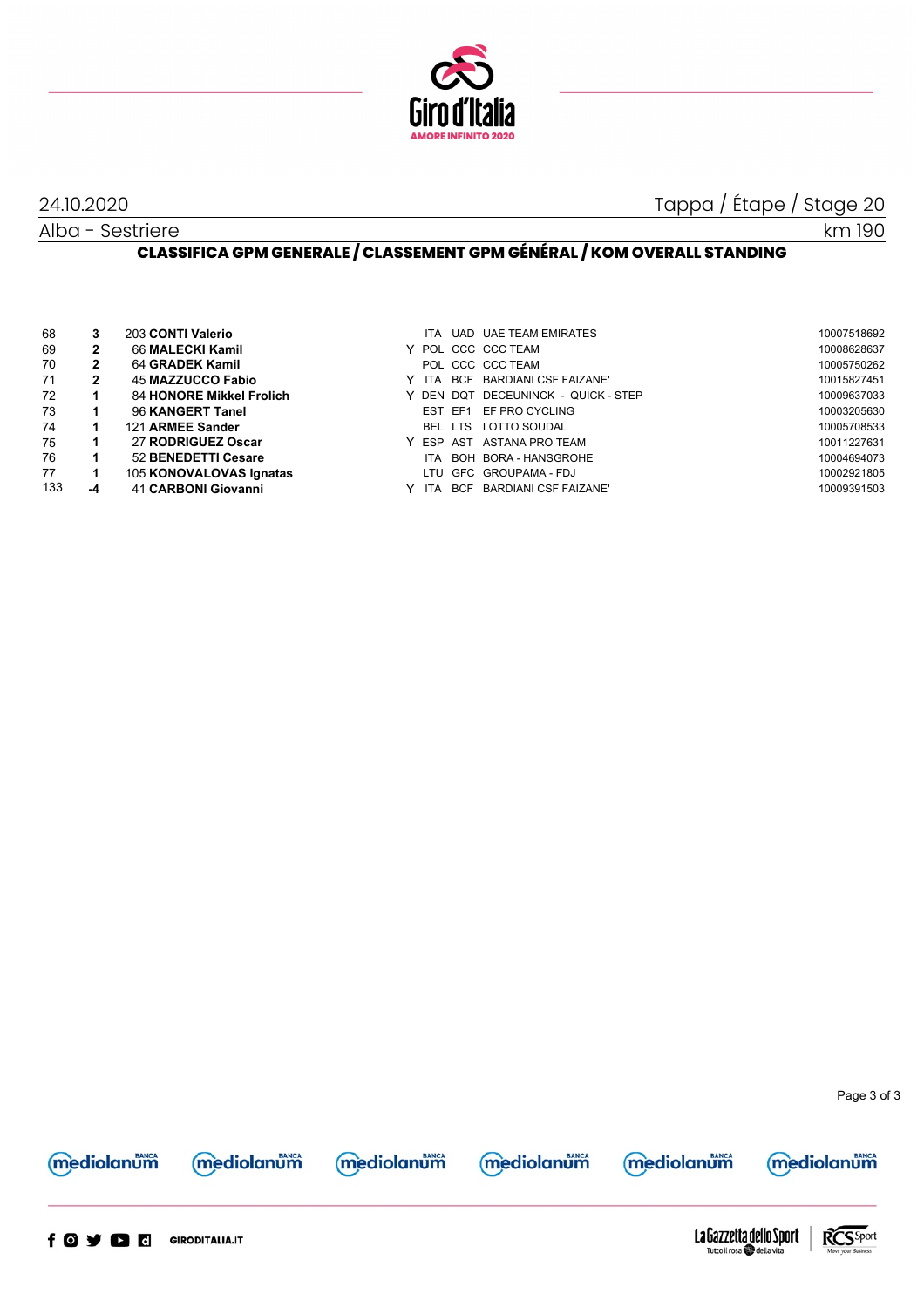24.10.2020 Tappa / Étape / Stage 20

Alba - Sestriere km 190

## CLASSIFICA GPM GENERALE / CLASSEMENT GPM GÉNÉRAL / KOM OVERALL STANDING

| | | | | | | | | |
|---|---|---|---|---|---|---|---|---|
| 68 | **3** | 203 | **CONTI Valerio** | | ITA | UAD | UAE TEAM EMIRATES | 10007518692 |
| 69 | **2** | 66 | **MALECKI Kamil** | Y | POL | CCC | CCC TEAM | 10008628637 |
| 70 | **2** | 64 | **GRADEK Kamil** | | POL | CCC | CCC TEAM | 10005750262 |
| 71 | **2** | 45 | **MAZZUCCO Fabio** | Y | ITA | BCF | BARDIANI CSF FAIZANE' | 10015827451 |
| 72 | **1** | 84 | **HONORE Mikkel Frolich** | Y | DEN | DQT | DECEUNINCK - QUICK - STEP | 10009637033 |
| 73 | **1** | 96 | **KANGERT Tanel** | | EST | EF1 | EF PRO CYCLING | 10003205630 |
| 74 | **1** | 121 | **ARMEE Sander** | | BEL | LTS | LOTTO SOUDAL | 10005708533 |
| 75 | **1** | 27 | **RODRIGUEZ Oscar** | Y | ESP | AST | ASTANA PRO TEAM | 10011227631 |
| 76 | **1** | 52 | **BENEDETTI Cesare** | | ITA | BOH | BORA - HANSGROHE | 10004694073 |
| 77 | **1** | 105 | **KONOVALOVAS Ignatas** | | LTU | GFC | GROUPAMA - FDJ | 10002921805 |
| 133 | **-4** | 41 | **CARBONI Giovanni** | Y | ITA | BCF | BARDIANI CSF FAIZANE' | 10009391503 |